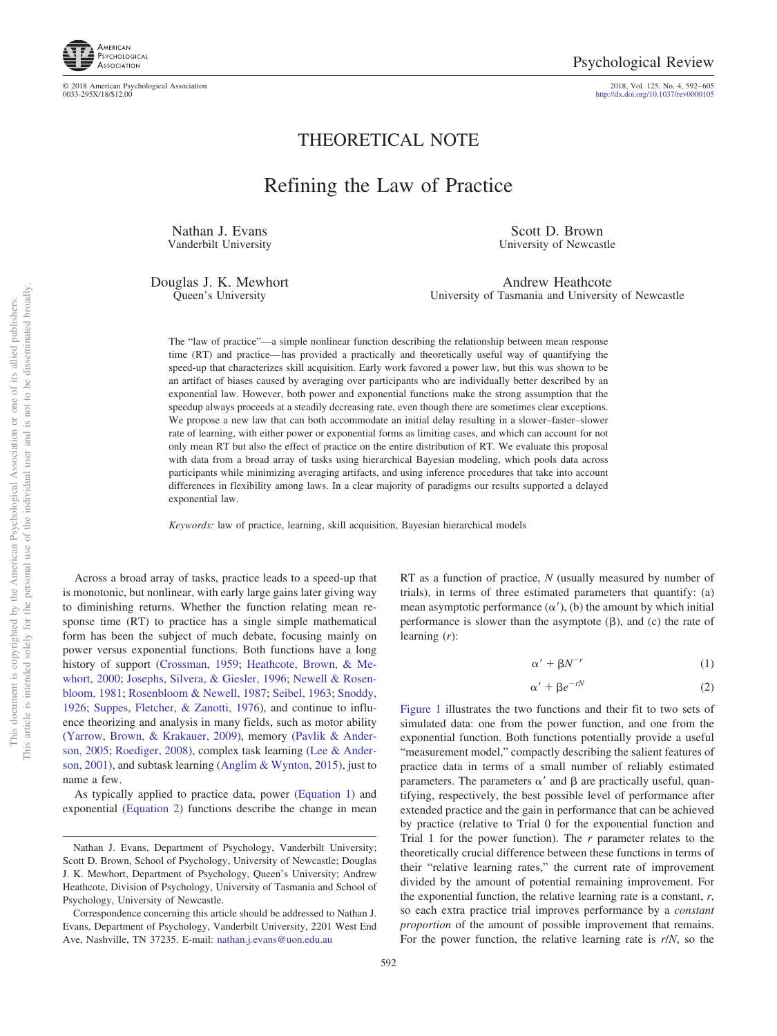THEORETICAL NOTE

# Refining the Law of Practice

Nathan J. Evans
Vanderbilt University

Scott D. Brown
University of Newcastle

Douglas J. K. Mewhort
Queen's University

Andrew Heathcote
University of Tasmania and University of Newcastle

The "law of practice"—a simple nonlinear function describing the relationship between mean response time (RT) and practice—has provided a practically and theoretically useful way of quantifying the speed-up that characterizes skill acquisition. Early work favored a power law, but this was shown to be an artifact of biases caused by averaging over participants who are individually better described by an exponential law. However, both power and exponential functions make the strong assumption that the speedup always proceeds at a steadily decreasing rate, even though there are sometimes clear exceptions. We propose a new law that can both accommodate an initial delay resulting in a slower–faster–slower rate of learning, with either power or exponential forms as limiting cases, and which can account for not only mean RT but also the effect of practice on the entire distribution of RT. We evaluate this proposal with data from a broad array of tasks using hierarchical Bayesian modeling, which pools data across participants while minimizing averaging artifacts, and using inference procedures that take into account differences in flexibility among laws. In a clear majority of paradigms our results supported a delayed exponential law.

*Keywords:* law of practice, learning, skill acquisition, Bayesian hierarchical models

Across a broad array of tasks, practice leads to a speed-up that is monotonic, but nonlinear, with early large gains later giving way to diminishing returns. Whether the function relating mean response time (RT) to practice has a single simple mathematical form has been the subject of much debate, focusing mainly on power versus exponential functions. Both functions have a long history of support (Crossman, 1959; Heathcote, Brown, & Mewhort, 2000; Josephs, Silvera, & Giesler, 1996; Newell & Rosenbloom, 1981; Rosenbloom & Newell, 1987; Seibel, 1963; Snoddy, 1926; Suppes, Fletcher, & Zanotti, 1976), and continue to influence theorizing and analysis in many fields, such as motor ability (Yarrow, Brown, & Krakauer, 2009), memory (Pavlik & Anderson, 2005; Roediger, 2008), complex task learning (Lee & Anderson, 2001), and subtask learning (Anglim & Wynton, 2015), just to name a few.

As typically applied to practice data, power (Equation 1) and exponential (Equation 2) functions describe the change in mean RT as a function of practice, $N$ (usually measured by number of trials), in terms of three estimated parameters that quantify: (a) mean asymptotic performance ($\alpha'$), (b) the amount by which initial performance is slower than the asymptote ($\beta$), and (c) the rate of learning ($r$):

$$\alpha' + \beta N^{-r} \tag{1}$$

$$\alpha' + \beta e^{-rN} \tag{2}$$

Figure 1 illustrates the two functions and their fit to two sets of simulated data: one from the power function, and one from the exponential function. Both functions potentially provide a useful "measurement model," compactly describing the salient features of practice data in terms of a small number of reliably estimated parameters. The parameters $\alpha'$ and $\beta$ are practically useful, quantifying, respectively, the best possible level of performance after extended practice and the gain in performance that can be achieved by practice (relative to Trial 0 for the exponential function and Trial 1 for the power function). The $r$ parameter relates to the theoretically crucial difference between these functions in terms of their "relative learning rates," the current rate of improvement divided by the amount of potential remaining improvement. For the exponential function, the relative learning rate is a constant, $r$, so each extra practice trial improves performance by a *constant proportion* of the amount of possible improvement that remains. For the power function, the relative learning rate is $r/N$, so the

Nathan J. Evans, Department of Psychology, Vanderbilt University; Scott D. Brown, School of Psychology, University of Newcastle; Douglas J. K. Mewhort, Department of Psychology, Queen's University; Andrew Heathcote, Division of Psychology, University of Tasmania and School of Psychology, University of Newcastle.

Correspondence concerning this article should be addressed to Nathan J. Evans, Department of Psychology, Vanderbilt University, 2201 West End Ave, Nashville, TN 37235. E-mail: nathan.j.evans@uon.edu.au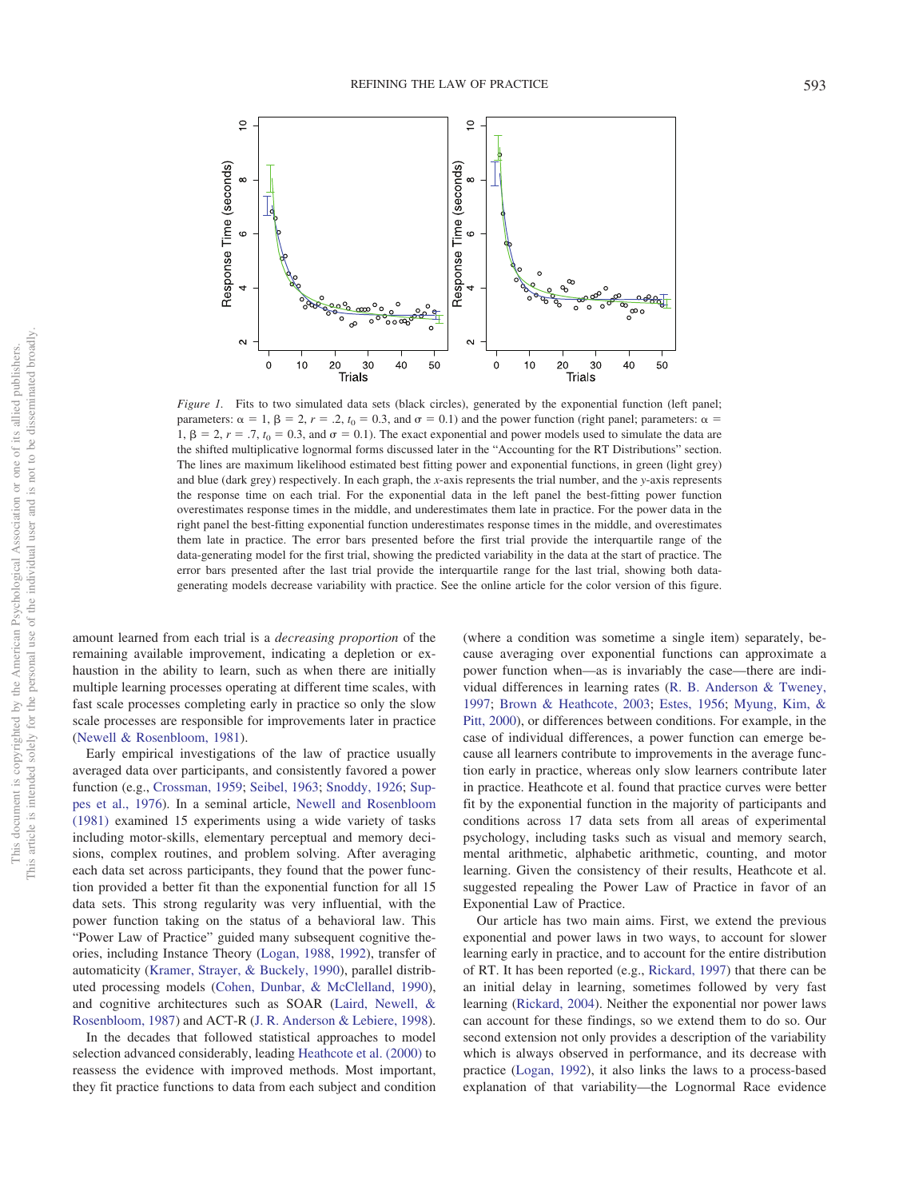*Figure 1.* Fits to two simulated data sets (black circles), generated by the exponential function (left panel; parameters: $\alpha = 1$, $\beta = 2$, $r = .2$, $t_0 = 0.3$, and $\sigma = 0.1$) and the power function (right panel; parameters: $\alpha = 1$, $\beta = 2$, $r = .7$, $t_0 = 0.3$, and $\sigma = 0.1$). The exact exponential and power models used to simulate the data are the shifted multiplicative lognormal forms discussed later in the "Accounting for the RT Distributions" section. The lines are maximum likelihood estimated best fitting power and exponential functions, in green (light grey) and blue (dark grey) respectively. In each graph, the *x*-axis represents the trial number, and the *y*-axis represents the response time on each trial. For the exponential data in the left panel the best-fitting power function overestimates response times in the middle, and underestimates them late in practice. For the power data in the right panel the best-fitting exponential function underestimates response times in the middle, and overestimates them late in practice. The error bars presented before the first trial provide the interquartile range of the data-generating model for the first trial, showing the predicted variability in the data at the start of practice. The error bars presented after the last trial provide the interquartile range for the last trial, showing both data-generating models decrease variability with practice. See the online article for the color version of this figure.

amount learned from each trial is a *decreasing proportion* of the remaining available improvement, indicating a depletion or exhaustion in the ability to learn, such as when there are initially multiple learning processes operating at different time scales, with fast scale processes completing early in practice so only the slow scale processes are responsible for improvements later in practice (Newell & Rosenbloom, 1981).

Early empirical investigations of the law of practice usually averaged data over participants, and consistently favored a power function (e.g., Crossman, 1959; Seibel, 1963; Snoddy, 1926; Suppes et al., 1976). In a seminal article, Newell and Rosenbloom (1981) examined 15 experiments using a wide variety of tasks including motor-skills, elementary perceptual and memory decisions, complex routines, and problem solving. After averaging each data set across participants, they found that the power function provided a better fit than the exponential function for all 15 data sets. This strong regularity was very influential, with the power function taking on the status of a behavioral law. This "Power Law of Practice" guided many subsequent cognitive theories, including Instance Theory (Logan, 1988, 1992), transfer of automaticity (Kramer, Strayer, & Buckely, 1990), parallel distributed processing models (Cohen, Dunbar, & McClelland, 1990), and cognitive architectures such as SOAR (Laird, Newell, & Rosenbloom, 1987) and ACT-R (J. R. Anderson & Lebiere, 1998).

In the decades that followed statistical approaches to model selection advanced considerably, leading Heathcote et al. (2000) to reassess the evidence with improved methods. Most important, they fit practice functions to data from each subject and condition (where a condition was sometime a single item) separately, because averaging over exponential functions can approximate a power function when—as is invariably the case—there are individual differences in learning rates (R. B. Anderson & Tweney, 1997; Brown & Heathcote, 2003; Estes, 1956; Myung, Kim, & Pitt, 2000), or differences between conditions. For example, in the case of individual differences, a power function can emerge because all learners contribute to improvements in the average function early in practice, whereas only slow learners contribute later in practice. Heathcote et al. found that practice curves were better fit by the exponential function in the majority of participants and conditions across 17 data sets from all areas of experimental psychology, including tasks such as visual and memory search, mental arithmetic, alphabetic arithmetic, counting, and motor learning. Given the consistency of their results, Heathcote et al. suggested repealing the Power Law of Practice in favor of an Exponential Law of Practice.

Our article has two main aims. First, we extend the previous exponential and power laws in two ways, to account for slower learning early in practice, and to account for the entire distribution of RT. It has been reported (e.g., Rickard, 1997) that there can be an initial delay in learning, sometimes followed by very fast learning (Rickard, 2004). Neither the exponential nor power laws can account for these findings, so we extend them to do so. Our second extension not only provides a description of the variability which is always observed in performance, and its decrease with practice (Logan, 1992), it also links the laws to a process-based explanation of that variability—the Lognormal Race evidence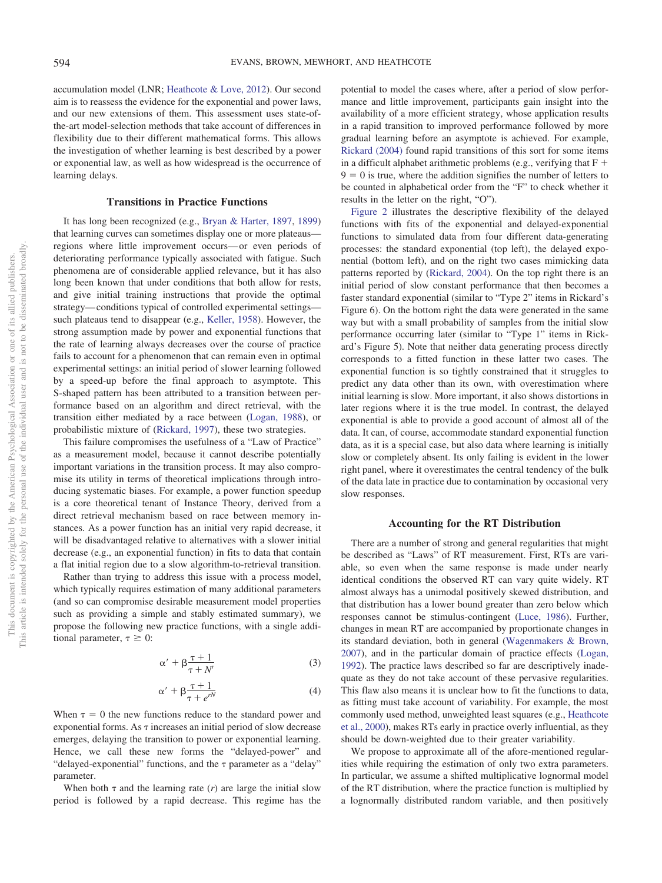accumulation model (LNR; Heathcote & Love, 2012). Our second aim is to reassess the evidence for the exponential and power laws, and our new extensions of them. This assessment uses state-of-the-art model-selection methods that take account of differences in flexibility due to their different mathematical forms. This allows the investigation of whether learning is best described by a power or exponential law, as well as how widespread is the occurrence of learning delays.

## Transitions in Practice Functions

It has long been recognized (e.g., Bryan & Harter, 1897, 1899) that learning curves can sometimes display one or more plateaus—regions where little improvement occurs—or even periods of deteriorating performance typically associated with fatigue. Such phenomena are of considerable applied relevance, but it has also long been known that under conditions that both allow for rests, and give initial training instructions that provide the optimal strategy—conditions typical of controlled experimental settings—such plateaus tend to disappear (e.g., Keller, 1958). However, the strong assumption made by power and exponential functions that the rate of learning always decreases over the course of practice fails to account for a phenomenon that can remain even in optimal experimental settings: an initial period of slower learning followed by a speed-up before the final approach to asymptote. This S-shaped pattern has been attributed to a transition between performance based on an algorithm and direct retrieval, with the transition either mediated by a race between (Logan, 1988), or probabilistic mixture of (Rickard, 1997), these two strategies.

This failure compromises the usefulness of a "Law of Practice" as a measurement model, because it cannot describe potentially important variations in the transition process. It may also compromise its utility in terms of theoretical implications through introducing systematic biases. For example, a power function speedup is a core theoretical tenant of Instance Theory, derived from a direct retrieval mechanism based on race between memory instances. As a power function has an initial very rapid decrease, it will be disadvantaged relative to alternatives with a slower initial decrease (e.g., an exponential function) in fits to data that contain a flat initial region due to a slow algorithm-to-retrieval transition.

Rather than trying to address this issue with a process model, which typically requires estimation of many additional parameters (and so can compromise desirable measurement model properties such as providing a simple and stably estimated summary), we propose the following new practice functions, with a single additional parameter, $\tau \geq 0$:

$$\alpha' + \beta\frac{\tau + 1}{\tau + N^{r}} \tag{3}$$

$$\alpha' + \beta\frac{\tau + 1}{\tau + e^{rN}} \tag{4}$$

When $\tau = 0$ the new functions reduce to the standard power and exponential forms. As $\tau$ increases an initial period of slow decrease emerges, delaying the transition to power or exponential learning. Hence, we call these new forms the "delayed-power" and "delayed-exponential" functions, and the $\tau$ parameter as a "delay" parameter.

When both $\tau$ and the learning rate ($r$) are large the initial slow period is followed by a rapid decrease. This regime has the potential to model the cases where, after a period of slow performance and little improvement, participants gain insight into the availability of a more efficient strategy, whose application results in a rapid transition to improved performance followed by more gradual learning before an asymptote is achieved. For example, Rickard (2004) found rapid transitions of this sort for some items in a difficult alphabet arithmetic problems (e.g., verifying that F + 9 = 0 is true, where the addition signifies the number of letters to be counted in alphabetical order from the "F" to check whether it results in the letter on the right, "O").

Figure 2 illustrates the descriptive flexibility of the delayed functions with fits of the exponential and delayed-exponential functions to simulated data from four different data-generating processes: the standard exponential (top left), the delayed exponential (bottom left), and on the right two cases mimicking data patterns reported by (Rickard, 2004). On the top right there is an initial period of slow constant performance that then becomes a faster standard exponential (similar to "Type 2" items in Rickard's Figure 6). On the bottom right the data were generated in the same way but with a small probability of samples from the initial slow performance occurring later (similar to "Type 1" items in Rickard's Figure 5). Note that neither data generating process directly corresponds to a fitted function in these latter two cases. The exponential function is so tightly constrained that it struggles to predict any data other than its own, with overestimation where initial learning is slow. More important, it also shows distortions in later regions where it is the true model. In contrast, the delayed exponential is able to provide a good account of almost all of the data. It can, of course, accommodate standard exponential function data, as it is a special case, but also data where learning is initially slow or completely absent. Its only failing is evident in the lower right panel, where it overestimates the central tendency of the bulk of the data late in practice due to contamination by occasional very slow responses.

## Accounting for the RT Distribution

There are a number of strong and general regularities that might be described as "Laws" of RT measurement. First, RTs are variable, so even when the same response is made under nearly identical conditions the observed RT can vary quite widely. RT almost always has a unimodal positively skewed distribution, and that distribution has a lower bound greater than zero below which responses cannot be stimulus-contingent (Luce, 1986). Further, changes in mean RT are accompanied by proportionate changes in its standard deviation, both in general (Wagenmakers & Brown, 2007), and in the particular domain of practice effects (Logan, 1992). The practice laws described so far are descriptively inadequate as they do not take account of these pervasive regularities. This flaw also means it is unclear how to fit the functions to data, as fitting must take account of variability. For example, the most commonly used method, unweighted least squares (e.g., Heathcote et al., 2000), makes RTs early in practice overly influential, as they should be down-weighted due to their greater variability.

We propose to approximate all of the afore-mentioned regularities while requiring the estimation of only two extra parameters. In particular, we assume a shifted multiplicative lognormal model of the RT distribution, where the practice function is multiplied by a lognormally distributed random variable, and then positively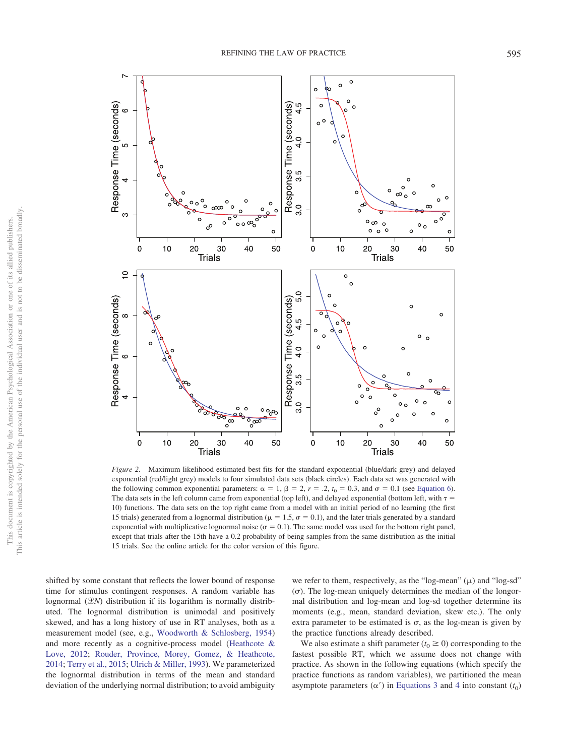*Figure 2.* Maximum likelihood estimated best fits for the standard exponential (blue/dark grey) and delayed exponential (red/light grey) models to four simulated data sets (black circles). Each data set was generated with the following common exponential parameters: $\alpha = 1$, $\beta = 2$, $r = .2$, $t_0 = 0.3$, and $\sigma = 0.1$ (see Equation 6). The data sets in the left column came from exponential (top left), and delayed exponential (bottom left, with $\tau = 10$) functions. The data sets on the top right came from a model with an initial period of no learning (the first 15 trials) generated from a lognormal distribution ($\mu = 1.5$, $\sigma = 0.1$), and the later trials generated by a standard exponential with multiplicative lognormal noise ($\sigma = 0.1$). The same model was used for the bottom right panel, except that trials after the 15th have a 0.2 probability of being samples from the same distribution as the initial 15 trials. See the online article for the color version of this figure.

shifted by some constant that reflects the lower bound of response time for stimulus contingent responses. A random variable has lognormal ($\mathcal{LN}$) distribution if its logarithm is normally distributed. The lognormal distribution is unimodal and positively skewed, and has a long history of use in RT analyses, both as a measurement model (see, e.g., Woodworth & Schlosberg, 1954) and more recently as a cognitive-process model (Heathcote & Love, 2012; Rouder, Province, Morey, Gomez, & Heathcote, 2014; Terry et al., 2015; Ulrich & Miller, 1993). We parameterized the lognormal distribution in terms of the mean and standard deviation of the underlying normal distribution; to avoid ambiguity we refer to them, respectively, as the "log-mean" ($\mu$) and "log-sd" ($\sigma$). The log-mean uniquely determines the median of the longormal distribution and log-mean and log-sd together determine its moments (e.g., mean, standard deviation, skew etc.). The only extra parameter to be estimated is $\sigma$, as the log-mean is given by the practice functions already described.

We also estimate a shift parameter ($t_0 \geq 0$) corresponding to the fastest possible RT, which we assume does not change with practice. As shown in the following equations (which specify the practice functions as random variables), we partitioned the mean asymptote parameters ($\alpha'$) in Equations 3 and 4 into constant ($t_0$)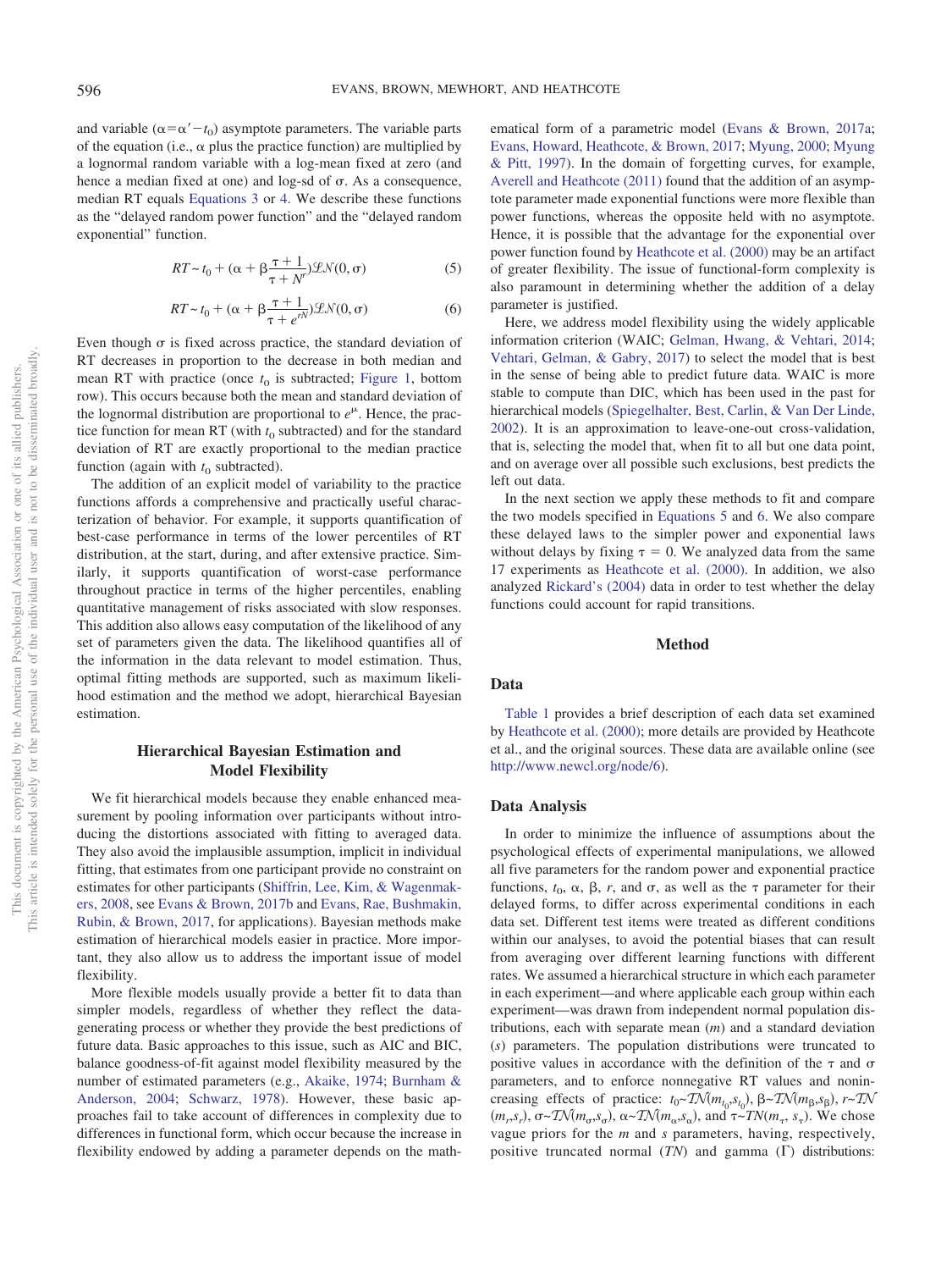and variable ($\alpha = \alpha' - t_0$) asymptote parameters. The variable parts of the equation (i.e., $\alpha$ plus the practice function) are multiplied by a lognormal random variable with a log-mean fixed at zero (and hence a median fixed at one) and log-sd of $\sigma$. As a consequence, median RT equals Equations 3 or 4. We describe these functions as the "delayed random power function" and the "delayed random exponential" function.

$$RT \sim t_0 + (\alpha + \beta \frac{\tau + 1}{\tau + N^r}) \mathcal{LN}(0, \sigma) \quad (5)$$

$$RT \sim t_0 + (\alpha + \beta \frac{\tau + 1}{\tau + e^{rN}}) \mathcal{LN}(0, \sigma) \quad (6)$$

Even though $\sigma$ is fixed across practice, the standard deviation of RT decreases in proportion to the decrease in both median and mean RT with practice (once $t_0$ is subtracted; Figure 1, bottom row). This occurs because both the mean and standard deviation of the lognormal distribution are proportional to $e^{\mu}$. Hence, the practice function for mean RT (with $t_0$ subtracted) and for the standard deviation of RT are exactly proportional to the median practice function (again with $t_0$ subtracted).

The addition of an explicit model of variability to the practice functions affords a comprehensive and practically useful characterization of behavior. For example, it supports quantification of best-case performance in terms of the lower percentiles of RT distribution, at the start, during, and after extensive practice. Similarly, it supports quantification of worst-case performance throughout practice in terms of the higher percentiles, enabling quantitative management of risks associated with slow responses. This addition also allows easy computation of the likelihood of any set of parameters given the data. The likelihood quantifies all of the information in the data relevant to model estimation. Thus, optimal fitting methods are supported, such as maximum likelihood estimation and the method we adopt, hierarchical Bayesian estimation.

## Hierarchical Bayesian Estimation and Model Flexibility

We fit hierarchical models because they enable enhanced measurement by pooling information over participants without introducing the distortions associated with fitting to averaged data. They also avoid the implausible assumption, implicit in individual fitting, that estimates from one participant provide no constraint on estimates for other participants (Shiffrin, Lee, Kim, & Wagenmakers, 2008, see Evans & Brown, 2017b and Evans, Rae, Bushmakin, Rubin, & Brown, 2017, for applications). Bayesian methods make estimation of hierarchical models easier in practice. More important, they also allow us to address the important issue of model flexibility.

More flexible models usually provide a better fit to data than simpler models, regardless of whether they reflect the data-generating process or whether they provide the best predictions of future data. Basic approaches to this issue, such as AIC and BIC, balance goodness-of-fit against model flexibility measured by the number of estimated parameters (e.g., Akaike, 1974; Burnham & Anderson, 2004; Schwarz, 1978). However, these basic approaches fail to take account of differences in complexity due to differences in functional form, which occur because the increase in flexibility endowed by adding a parameter depends on the mathematical form of a parametric model (Evans & Brown, 2017a; Evans, Howard, Heathcote, & Brown, 2017; Myung, 2000; Myung & Pitt, 1997). In the domain of forgetting curves, for example, Averell and Heathcote (2011) found that the addition of an asymptote parameter made exponential functions were more flexible than power functions, whereas the opposite held with no asymptote. Hence, it is possible that the advantage for the exponential over power function found by Heathcote et al. (2000) may be an artifact of greater flexibility. The issue of functional-form complexity is also paramount in determining whether the addition of a delay parameter is justified.

Here, we address model flexibility using the widely applicable information criterion (WAIC; Gelman, Hwang, & Vehtari, 2014; Vehtari, Gelman, & Gabry, 2017) to select the model that is best in the sense of being able to predict future data. WAIC is more stable to compute than DIC, which has been used in the past for hierarchical models (Spiegelhalter, Best, Carlin, & Van Der Linde, 2002). It is an approximation to leave-one-out cross-validation, that is, selecting the model that, when fit to all but one data point, and on average over all possible such exclusions, best predicts the left out data.

In the next section we apply these methods to fit and compare the two models specified in Equations 5 and 6. We also compare these delayed laws to the simpler power and exponential laws without delays by fixing $\tau = 0$. We analyzed data from the same 17 experiments as Heathcote et al. (2000). In addition, we also analyzed Rickard's (2004) data in order to test whether the delay functions could account for rapid transitions.

## Method

### Data

Table 1 provides a brief description of each data set examined by Heathcote et al. (2000); more details are provided by Heathcote et al., and the original sources. These data are available online (see http://www.newcl.org/node/6).

### Data Analysis

In order to minimize the influence of assumptions about the psychological effects of experimental manipulations, we allowed all five parameters for the random power and exponential practice functions, $t_0$, $\alpha$, $\beta$, $r$, and $\sigma$, as well as the $\tau$ parameter for their delayed forms, to differ across experimental conditions in each data set. Different test items were treated as different conditions within our analyses, to avoid the potential biases that can result from averaging over different learning functions with different rates. We assumed a hierarchical structure in which each parameter in each experiment—and where applicable each group within each experiment—was drawn from independent normal population distributions, each with separate mean ($m$) and a standard deviation ($s$) parameters. The population distributions were truncated to positive values in accordance with the definition of the $\tau$ and $\sigma$ parameters, and to enforce nonnegative RT values and nonincreasing effects of practice: $t_0 \sim \mathcal{TN}(m_{t_0}, s_{t_0})$, $\beta \sim \mathcal{TN}(m_\beta, s_\beta)$, $r \sim \mathcal{TN}(m_r, s_r)$, $\sigma \sim \mathcal{TN}(m_\sigma, s_\sigma)$, $\alpha \sim \mathcal{TN}(m_\alpha, s_\alpha)$, and $\tau \sim TN(m_\tau, s_\tau)$. We chose vague priors for the $m$ and $s$ parameters, having, respectively, positive truncated normal ($TN$) and gamma ($\Gamma$) distributions: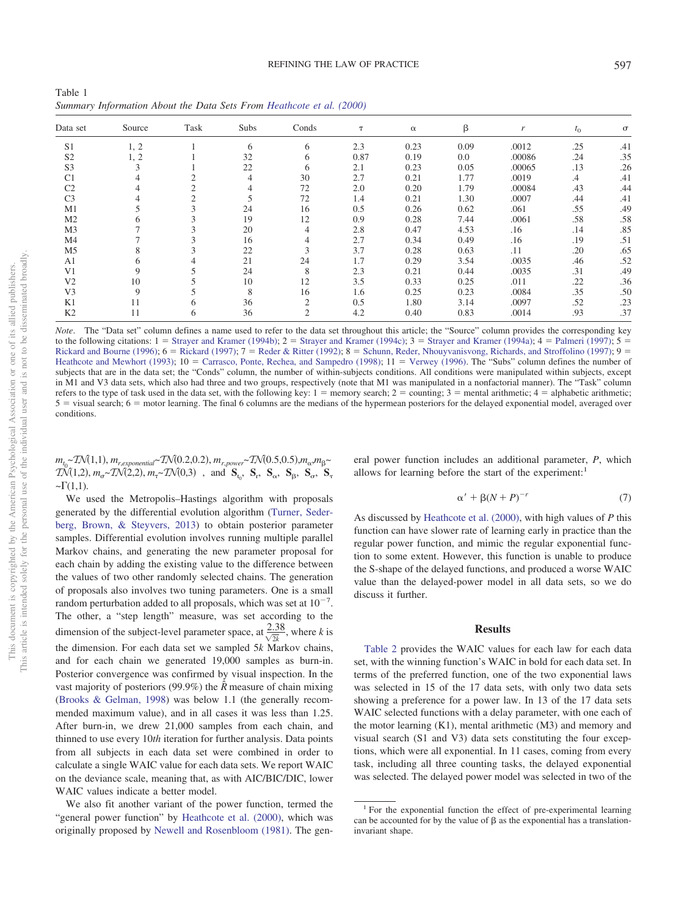Table 1
*Summary Information About the Data Sets From Heathcote et al. (2000)*

| Data set | Source | Task | Subs | Conds | $\tau$ | $\alpha$ | $\beta$ | $r$ | $t_0$ | $\sigma$ |
|---|---|---|---|---|---|---|---|---|---|---|
| S1 | 1, 2 | 1 | 6 | 6 | 2.3 | 0.23 | 0.09 | .0012 | .25 | .41 |
| S2 | 1, 2 | 1 | 32 | 6 | 0.87 | 0.19 | 0.0 | .00086 | .24 | .35 |
| S3 | 3 | 1 | 22 | 6 | 2.1 | 0.23 | 0.05 | .00065 | .13 | .26 |
| C1 | 4 | 2 | 4 | 30 | 2.7 | 0.21 | 1.77 | .0019 | .4 | .41 |
| C2 | 4 | 2 | 4 | 72 | 2.0 | 0.20 | 1.79 | .00084 | .43 | .44 |
| C3 | 4 | 2 | 5 | 72 | 1.4 | 0.21 | 1.30 | .0007 | .44 | .41 |
| M1 | 5 | 3 | 24 | 16 | 0.5 | 0.26 | 0.62 | .061 | .55 | .49 |
| M2 | 6 | 3 | 19 | 12 | 0.9 | 0.28 | 7.44 | .0061 | .58 | .58 |
| M3 | 7 | 3 | 20 | 4 | 2.8 | 0.47 | 4.53 | .16 | .14 | .85 |
| M4 | 7 | 3 | 16 | 4 | 2.7 | 0.34 | 0.49 | .16 | .19 | .51 |
| M5 | 8 | 3 | 22 | 3 | 3.7 | 0.28 | 0.63 | .11 | .20 | .65 |
| A1 | 6 | 4 | 21 | 24 | 1.7 | 0.29 | 3.54 | .0035 | .46 | .52 |
| V1 | 9 | 5 | 24 | 8 | 2.3 | 0.21 | 0.44 | .0035 | .31 | .49 |
| V2 | 10 | 5 | 10 | 12 | 3.5 | 0.33 | 0.25 | .011 | .22 | .36 |
| V3 | 9 | 5 | 8 | 16 | 1.6 | 0.25 | 0.23 | .0084 | .35 | .50 |
| K1 | 11 | 6 | 36 | 2 | 0.5 | 1.80 | 3.14 | .0097 | .52 | .23 |
| K2 | 11 | 6 | 36 | 2 | 4.2 | 0.40 | 0.83 | .0014 | .93 | .37 |

*Note*. The "Data set" column defines a name used to refer to the data set throughout this article; the "Source" column provides the corresponding key to the following citations: 1 = Strayer and Kramer (1994b); 2 = Strayer and Kramer (1994c); 3 = Strayer and Kramer (1994a); 4 = Palmeri (1997); 5 = Rickard and Bourne (1996); 6 = Rickard (1997); 7 = Reder & Ritter (1992); 8 = Schunn, Reder, Nhouyvanisvong, Richards, and Stroffolino (1997); 9 = Heathcote and Mewhort (1993); 10 = Carrasco, Ponte, Rechea, and Sampedro (1998); 11 = Verwey (1996). The "Subs" column defines the number of subjects that are in the data set; the "Conds" column, the number of within-subjects conditions. All conditions were manipulated within subjects, except in M1 and V3 data sets, which also had three and two groups, respectively (note that M1 was manipulated in a nonfactorial manner). The "Task" column refers to the type of task used in the data set, with the following key: 1 = memory search; 2 = counting; 3 = mental arithmetic; 4 = alphabetic arithmetic; 5 = visual search; 6 = motor learning. The final 6 columns are the medians of the hypermean posteriors for the delayed exponential model, averaged over conditions.

$m_{t_0} \sim \mathcal{TN}(1,1)$, $m_{r,exponential} \sim \mathcal{TN}(0.2,0.2)$, $m_{r,power} \sim \mathcal{TN}(0.5,0.5)$, $m_\alpha$, $m_\beta \sim \mathcal{TN}(1,2)$, $m_\sigma \sim \mathcal{TN}(2,2)$, $m_\tau \sim \mathcal{TN}(0,3)$, and $\mathbf{S}_{t_0}$, $\mathbf{S}_r$, $\mathbf{S}_\alpha$, $\mathbf{S}_\beta$, $\mathbf{S}_\sigma$, $\mathbf{S}_\tau \sim \Gamma(1,1)$.

We used the Metropolis–Hastings algorithm with proposals generated by the differential evolution algorithm (Turner, Sederberg, Brown, & Steyvers, 2013) to obtain posterior parameter samples. Differential evolution involves running multiple parallel Markov chains, and generating the new parameter proposal for each chain by adding the existing value to the difference between the values of two other randomly selected chains. The generation of proposals also involves two tuning parameters. One is a small random perturbation added to all proposals, which was set at $10^{-7}$. The other, a "step length" measure, was set according to the dimension of the subject-level parameter space, at $\frac{2.38}{\sqrt{2k}}$, where $k$ is the dimension. For each data set we sampled $5k$ Markov chains, and for each chain we generated 19,000 samples as burn-in. Posterior convergence was confirmed by visual inspection. In the vast majority of posteriors (99.9%) the $\hat{R}$ measure of chain mixing (Brooks & Gelman, 1998) was below 1.1 (the generally recommended maximum value), and in all cases it was less than 1.25. After burn-in, we drew 21,000 samples from each chain, and thinned to use every 10*th* iteration for further analysis. Data points from all subjects in each data set were combined in order to calculate a single WAIC value for each data sets. We report WAIC on the deviance scale, meaning that, as with AIC/BIC/DIC, lower WAIC values indicate a better model.

We also fit another variant of the power function, termed the "general power function" by Heathcote et al. (2000), which was originally proposed by Newell and Rosenbloom (1981). The general power function includes an additional parameter, $P$, which allows for learning before the start of the experiment:[1]

$$\alpha' + \beta(N + P)^{-r} \tag{7}$$

As discussed by Heathcote et al. (2000), with high values of $P$ this function can have slower rate of learning early in practice than the regular power function, and mimic the regular exponential function to some extent. However, this function is unable to produce the S-shape of the delayed functions, and produced a worse WAIC value than the delayed-power model in all data sets, so we do discuss it further.

## Results

Table 2 provides the WAIC values for each law for each data set, with the winning function's WAIC in bold for each data set. In terms of the preferred function, one of the two exponential laws was selected in 15 of the 17 data sets, with only two data sets showing a preference for a power law. In 13 of the 17 data sets WAIC selected functions with a delay parameter, with one each of the motor learning (K1), mental arithmetic (M3) and memory and visual search (S1 and V3) data sets constituting the four exceptions, which were all exponential. In 11 cases, coming from every task, including all three counting tasks, the delayed exponential was selected. The delayed power model was selected in two of the

[1] For the exponential function the effect of pre-experimental learning can be accounted for by the value of $\beta$ as the exponential has a translation-invariant shape.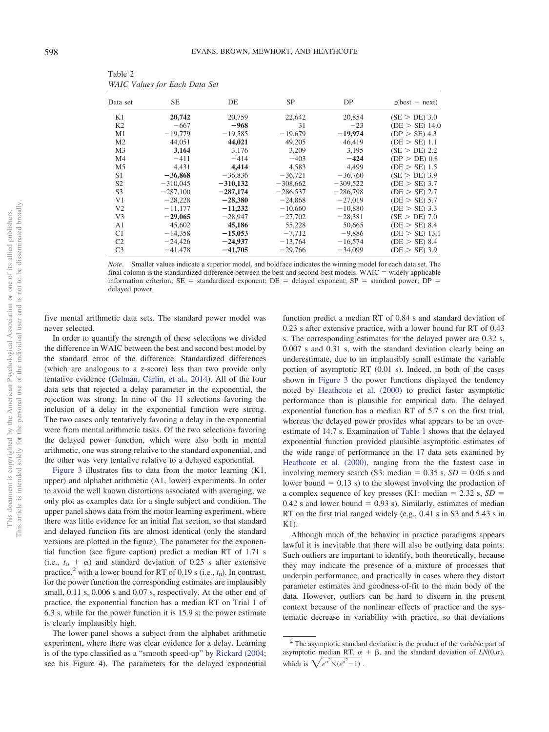Table 2
*WAIC Values for Each Data Set*

| Data set | SE | DE | SP | DP | $z$(best − next) |
|---|---|---|---|---|---|
| K1 | **20,742** | 20,759 | 22,642 | 20,854 | (SE > DE) 3.0 |
| K2 | −667 | **−968** | 31 | −23 | (DE > SE) 14.0 |
| M1 | −19,779 | −19,585 | −19,679 | **−19,974** | (DP > SE) 4.3 |
| M2 | 44,051 | **44,021** | 49,205 | 46,419 | (DE > SE) 1.1 |
| M3 | **3,164** | 3,176 | 3,209 | 3,195 | (SE > DE) 2.2 |
| M4 | −411 | −414 | −403 | **−424** | (DP > DE) 0.8 |
| M5 | 4,431 | **4,414** | 4,583 | 4,499 | (DE > SE) 1.5 |
| S1 | **−36,868** | −36,836 | −36,721 | −36,760 | (SE > DE) 3.9 |
| S2 | −310,045 | **−310,132** | −308,662 | −309,522 | (DE > SE) 3.7 |
| S3 | −287,100 | **−287,174** | −286,537 | −286,798 | (DE > SE) 2.7 |
| V1 | −28,228 | **−28,380** | −24,868 | −27,019 | (DE > SE) 5.7 |
| V2 | −11,177 | **−11,232** | −10,660 | −10,880 | (DE > SE) 3.3 |
| V3 | **−29,065** | −28,947 | −27,702 | −28,381 | (SE > DE) 7.0 |
| A1 | 45,602 | **45,186** | 55,228 | 50,665 | (DE > SE) 8.4 |
| C1 | −14,358 | **−15,053** | −7,712 | −9,886 | (DE > SE) 13.1 |
| C2 | −24,426 | **−24,937** | −13,764 | −16,574 | (DE > SE) 8.4 |
| C3 | −41,478 | **−41,705** | −29,766 | −34,099 | (DE > SE) 3.9 |

*Note*. Smaller values indicate a superior model, and boldface indicates the winning model for each data set. The final column is the standardized difference between the best and second-best models. WAIC = widely applicable information criterion; SE = standardized exponent; DE = delayed exponent; SP = standard power; DP = delayed power.

five mental arithmetic data sets. The standard power model was never selected.

In order to quantify the strength of these selections we divided the difference in WAIC between the best and second best model by the standard error of the difference. Standardized differences (which are analogous to a z-score) less than two provide only tentative evidence (Gelman, Carlin, et al., 2014). All of the four data sets that rejected a delay parameter in the exponential, the rejection was strong. In nine of the 11 selections favoring the inclusion of a delay in the exponential function were strong. The two cases only tentatively favoring a delay in the exponential were from mental arithmetic tasks. Of the two selections favoring the delayed power function, which were also both in mental arithmetic, one was strong relative to the standard exponential, and the other was very tentative relative to a delayed exponential.

Figure 3 illustrates fits to data from the motor learning (K1, upper) and alphabet arithmetic (A1, lower) experiments. In order to avoid the well known distortions associated with averaging, we only plot as examples data for a single subject and condition. The upper panel shows data from the motor learning experiment, where there was little evidence for an initial flat section, so that standard and delayed function fits are almost identical (only the standard versions are plotted in the figure). The parameter for the exponential function (see figure caption) predict a median RT of 1.71 s (i.e., $t_0 + \alpha$) and standard deviation of 0.25 s after extensive practice,[2] with a lower bound for RT of 0.19 s (i.e., $t_0$). In contrast, for the power function the corresponding estimates are implausibly small, 0.11 s, 0.006 s and 0.07 s, respectively. At the other end of practice, the exponential function has a median RT on Trial 1 of 6.3 s, while for the power function it is 15.9 s; the power estimate is clearly implausibly high.

The lower panel shows a subject from the alphabet arithmetic experiment, where there was clear evidence for a delay. Learning is of the type classified as a "smooth speed-up" by Rickard (2004; see his Figure 4). The parameters for the delayed exponential function predict a median RT of 0.84 s and standard deviation of 0.23 s after extensive practice, with a lower bound for RT of 0.43 s. The corresponding estimates for the delayed power are 0.32 s, 0.007 s and 0.31 s, with the standard deviation clearly being an underestimate, due to an implausibly small estimate the variable portion of asymptotic RT (0.01 s). Indeed, in both of the cases shown in Figure 3 the power functions displayed the tendency noted by Heathcote et al. (2000) to predict faster asymptotic performance than is plausible for empirical data. The delayed exponential function has a median RT of 5.7 s on the first trial, whereas the delayed power provides what appears to be an overestimate of 14.7 s. Examination of Table 1 shows that the delayed exponential function provided plausible asymptotic estimates of the wide range of performance in the 17 data sets examined by Heathcote et al. (2000), ranging from the the fastest case in involving memory search (S3: median = 0.35 s, $SD$ = 0.06 s and lower bound = 0.13 s) to the slowest involving the production of a complex sequence of key presses (K1: median = 2.32 s, $SD$ = 0.42 s and lower bound = 0.93 s). Similarly, estimates of median RT on the first trial ranged widely (e.g., 0.41 s in S3 and 5.43 s in K1).

Although much of the behavior in practice paradigms appears lawful it is inevitable that there will also be outlying data points. Such outliers are important to identify, both theoretically, because they may indicate the presence of a mixture of processes that underpin performance, and practically in cases where they distort parameter estimates and goodness-of-fit to the main body of the data. However, outliers can be hard to discern in the present context because of the nonlinear effects of practice and the systematic decrease in variability with practice, so that deviations

[2] The asymptotic standard deviation is the product of the variable part of asymptotic median RT, $\alpha + \beta$, and the standard deviation of $LN(0,\sigma)$, which is $\sqrt{e^{\sigma^2} \times (e^{\sigma^2} - 1)}$.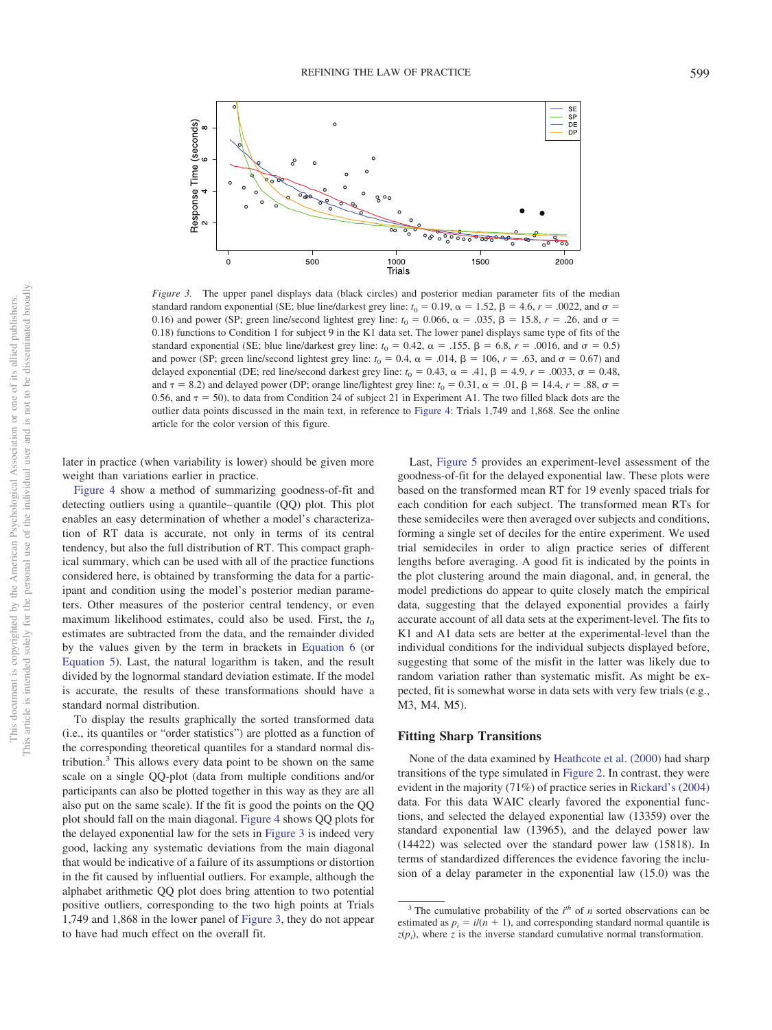*Figure 3.* The upper panel displays data (black circles) and posterior median parameter fits of the median standard random exponential (SE; blue line/darkest grey line: $t_0 = 0.19$, $\alpha = 1.52$, $\beta = 4.6$, $r = .0022$, and $\sigma = 0.16$) and power (SP; green line/second lightest grey line: $t_0 = 0.066$, $\alpha = .035$, $\beta = 15.8$, $r = .26$, and $\sigma = 0.18$) functions to Condition 1 for subject 9 in the K1 data set. The lower panel displays same type of fits of the standard exponential (SE; blue line/darkest grey line: $t_0 = 0.42$, $\alpha = .155$, $\beta = 6.8$, $r = .0016$, and $\sigma = 0.5$) and power (SP; green line/second lightest grey line: $t_0 = 0.4$, $\alpha = .014$, $\beta = 106$, $r = .63$, and $\sigma = 0.67$) and delayed exponential (DE; red line/second darkest grey line: $t_0 = 0.43$, $\alpha = .41$, $\beta = 4.9$, $r = .0033$, $\sigma = 0.48$, and $\tau = 8.2$) and delayed power (DP; orange line/lightest grey line: $t_0 = 0.31$, $\alpha = .01$, $\beta = 14.4$, $r = .88$, $\sigma = 0.56$, and $\tau = 50$), to data from Condition 24 of subject 21 in Experiment A1. The two filled black dots are the outlier data points discussed in the main text, in reference to Figure 4: Trials 1,749 and 1,868. See the online article for the color version of this figure.

later in practice (when variability is lower) should be given more weight than variations earlier in practice.

Figure 4 show a method of summarizing goodness-of-fit and detecting outliers using a quantile–quantile (QQ) plot. This plot enables an easy determination of whether a model's characterization of RT data is accurate, not only in terms of its central tendency, but also the full distribution of RT. This compact graphical summary, which can be used with all of the practice functions considered here, is obtained by transforming the data for a participant and condition using the model's posterior median parameters. Other measures of the posterior central tendency, or even maximum likelihood estimates, could also be used. First, the $t_0$ estimates are subtracted from the data, and the remainder divided by the values given by the term in brackets in Equation 6 (or Equation 5). Last, the natural logarithm is taken, and the result divided by the lognormal standard deviation estimate. If the model is accurate, the results of these transformations should have a standard normal distribution.

To display the results graphically the sorted transformed data (i.e., its quantiles or "order statistics") are plotted as a function of the corresponding theoretical quantiles for a standard normal distribution.[3] This allows every data point to be shown on the same scale on a single QQ-plot (data from multiple conditions and/or participants can also be plotted together in this way as they are all also put on the same scale). If the fit is good the points on the QQ plot should fall on the main diagonal. Figure 4 shows QQ plots for the delayed exponential law for the sets in Figure 3 is indeed very good, lacking any systematic deviations from the main diagonal that would be indicative of a failure of its assumptions or distortion in the fit caused by influential outliers. For example, although the alphabet arithmetic QQ plot does bring attention to two potential positive outliers, corresponding to the two high points at Trials 1,749 and 1,868 in the lower panel of Figure 3, they do not appear to have had much effect on the overall fit.

Last, Figure 5 provides an experiment-level assessment of the goodness-of-fit for the delayed exponential law. These plots were based on the transformed mean RT for 19 evenly spaced trials for each condition for each subject. The transformed mean RTs for these semideciles were then averaged over subjects and conditions, forming a single set of deciles for the entire experiment. We used trial semideciles in order to align practice series of different lengths before averaging. A good fit is indicated by the points in the plot clustering around the main diagonal, and, in general, the model predictions do appear to quite closely match the empirical data, suggesting that the delayed exponential provides a fairly accurate account of all data sets at the experiment-level. The fits to K1 and A1 data sets are better at the experimental-level than the individual conditions for the individual subjects displayed before, suggesting that some of the misfit in the latter was likely due to random variation rather than systematic misfit. As might be expected, fit is somewhat worse in data sets with very few trials (e.g., M3, M4, M5).

## Fitting Sharp Transitions

None of the data examined by Heathcote et al. (2000) had sharp transitions of the type simulated in Figure 2. In contrast, they were evident in the majority (71%) of practice series in Rickard's (2004) data. For this data WAIC clearly favored the exponential functions, and selected the delayed exponential law (13359) over the standard exponential law (13965), and the delayed power law (14422) was selected over the standard power law (15818). In terms of standardized differences the evidence favoring the inclusion of a delay parameter in the exponential law (15.0) was the

[3] The cumulative probability of the $i^{th}$ of $n$ sorted observations can be estimated as $p_i = i/(n + 1)$, and corresponding standard normal quantile is $z(p_i)$, where $z$ is the inverse standard cumulative normal transformation.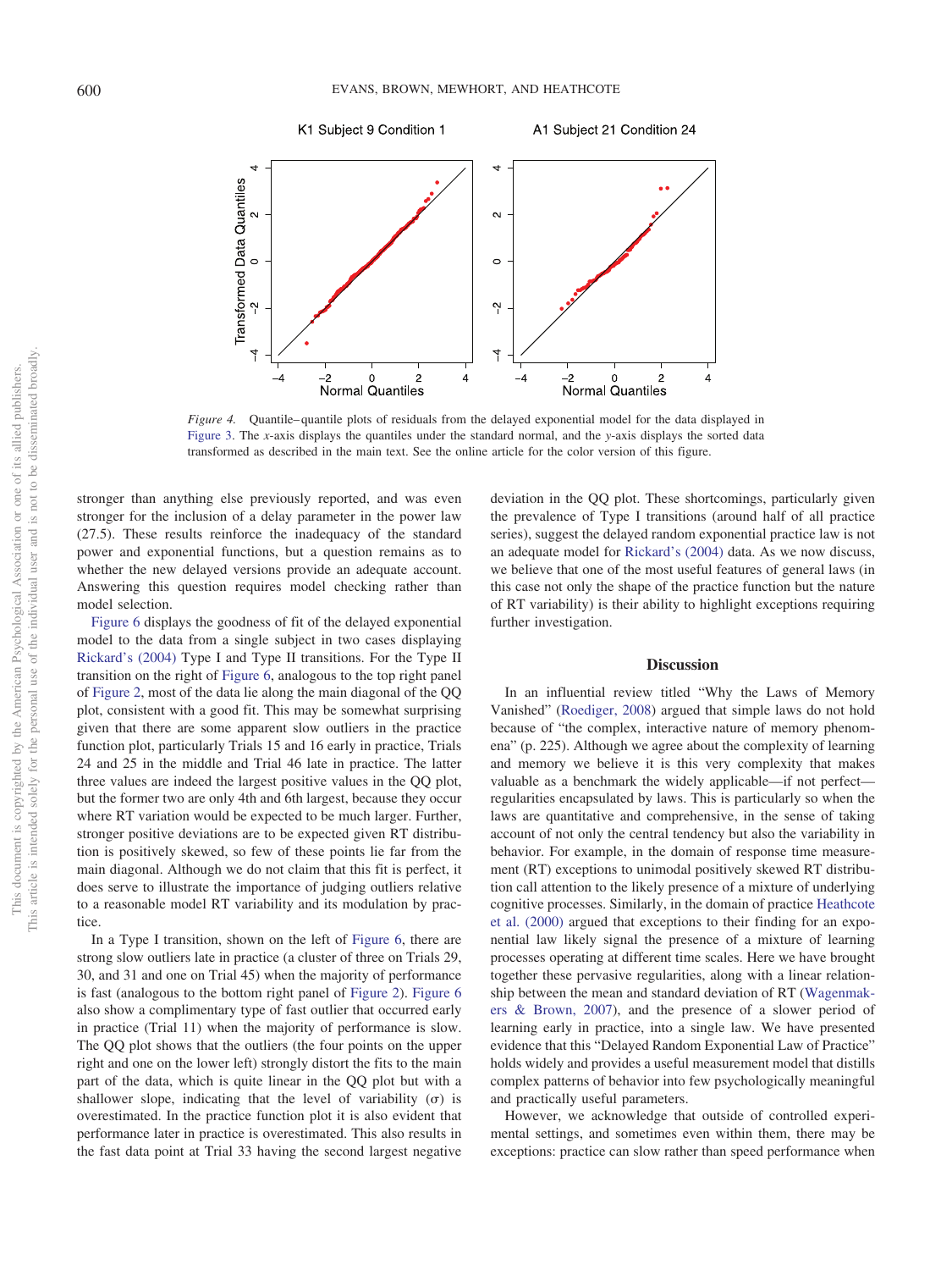Figure 4. Quantile–quantile plots of residuals from the delayed exponential model for the data displayed in Figure 3. The x-axis displays the quantiles under the standard normal, and the y-axis displays the sorted data transformed as described in the main text. See the online article for the color version of this figure.

stronger than anything else previously reported, and was even stronger for the inclusion of a delay parameter in the power law (27.5). These results reinforce the inadequacy of the standard power and exponential functions, but a question remains as to whether the new delayed versions provide an adequate account. Answering this question requires model checking rather than model selection.

Figure 6 displays the goodness of fit of the delayed exponential model to the data from a single subject in two cases displaying Rickard's (2004) Type I and Type II transitions. For the Type II transition on the right of Figure 6, analogous to the top right panel of Figure 2, most of the data lie along the main diagonal of the QQ plot, consistent with a good fit. This may be somewhat surprising given that there are some apparent slow outliers in the practice function plot, particularly Trials 15 and 16 early in practice, Trials 24 and 25 in the middle and Trial 46 late in practice. The latter three values are indeed the largest positive values in the QQ plot, but the former two are only 4th and 6th largest, because they occur where RT variation would be expected to be much larger. Further, stronger positive deviations are to be expected given RT distribution is positively skewed, so few of these points lie far from the main diagonal. Although we do not claim that this fit is perfect, it does serve to illustrate the importance of judging outliers relative to a reasonable model RT variability and its modulation by practice.

In a Type I transition, shown on the left of Figure 6, there are strong slow outliers late in practice (a cluster of three on Trials 29, 30, and 31 and one on Trial 45) when the majority of performance is fast (analogous to the bottom right panel of Figure 2). Figure 6 also show a complimentary type of fast outlier that occurred early in practice (Trial 11) when the majority of performance is slow. The QQ plot shows that the outliers (the four points on the upper right and one on the lower left) strongly distort the fits to the main part of the data, which is quite linear in the QQ plot but with a shallower slope, indicating that the level of variability ($\sigma$) is overestimated. In the practice function plot it is also evident that performance later in practice is overestimated. This also results in the fast data point at Trial 33 having the second largest negative deviation in the QQ plot. These shortcomings, particularly given the prevalence of Type I transitions (around half of all practice series), suggest the delayed random exponential practice law is not an adequate model for Rickard's (2004) data. As we now discuss, we believe that one of the most useful features of general laws (in this case not only the shape of the practice function but the nature of RT variability) is their ability to highlight exceptions requiring further investigation.

## Discussion

In an influential review titled "Why the Laws of Memory Vanished" (Roediger, 2008) argued that simple laws do not hold because of "the complex, interactive nature of memory phenomena" (p. 225). Although we agree about the complexity of learning and memory we believe it is this very complexity that makes valuable as a benchmark the widely applicable—if not perfect—regularities encapsulated by laws. This is particularly so when the laws are quantitative and comprehensive, in the sense of taking account of not only the central tendency but also the variability in behavior. For example, in the domain of response time measurement (RT) exceptions to unimodal positively skewed RT distribution call attention to the likely presence of a mixture of underlying cognitive processes. Similarly, in the domain of practice Heathcote et al. (2000) argued that exceptions to their finding for an exponential law likely signal the presence of a mixture of learning processes operating at different time scales. Here we have brought together these pervasive regularities, along with a linear relationship between the mean and standard deviation of RT (Wagenmakers & Brown, 2007), and the presence of a slower period of learning early in practice, into a single law. We have presented evidence that this "Delayed Random Exponential Law of Practice" holds widely and provides a useful measurement model that distills complex patterns of behavior into few psychologically meaningful and practically useful parameters.

However, we acknowledge that outside of controlled experimental settings, and sometimes even within them, there may be exceptions: practice can slow rather than speed performance when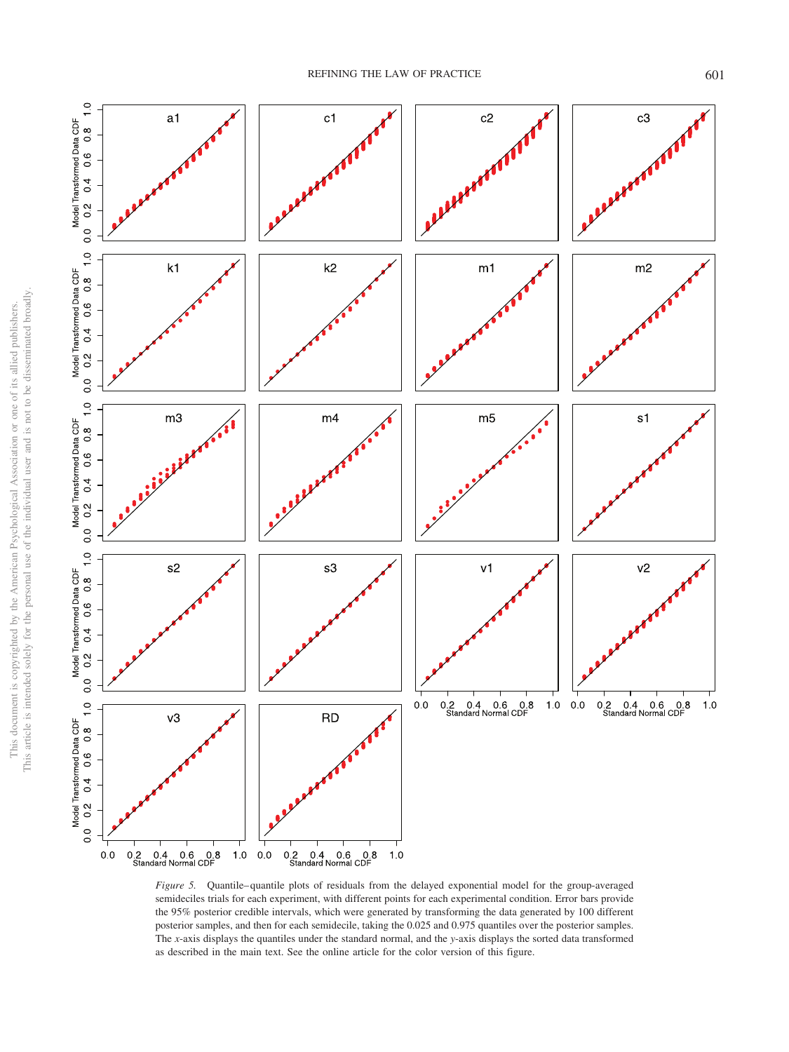*Figure 5.* Quantile–quantile plots of residuals from the delayed exponential model for the group-averaged semideciles trials for each experiment, with different points for each experimental condition. Error bars provide the 95% posterior credible intervals, which were generated by transforming the data generated by 100 different posterior samples, and then for each semidecile, taking the 0.025 and 0.975 quantiles over the posterior samples. The *x*-axis displays the quantiles under the standard normal, and the *y*-axis displays the sorted data transformed as described in the main text. See the online article for the color version of this figure.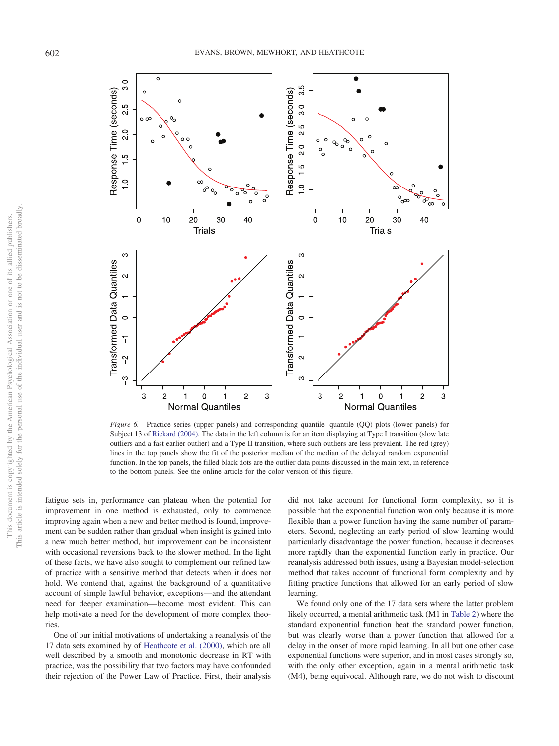*Figure 6.* Practice series (upper panels) and corresponding quantile–quantile (QQ) plots (lower panels) for Subject 13 of Rickard (2004). The data in the left column is for an item displaying at Type I transition (slow late outliers and a fast earlier outlier) and a Type II transition, where such outliers are less prevalent. The red (grey) lines in the top panels show the fit of the posterior median of the median of the delayed random exponential function. In the top panels, the filled black dots are the outlier data points discussed in the main text, in reference to the bottom panels. See the online article for the color version of this figure.

fatigue sets in, performance can plateau when the potential for improvement in one method is exhausted, only to commence improving again when a new and better method is found, improvement can be sudden rather than gradual when insight is gained into a new much better method, but improvement can be inconsistent with occasional reversions back to the slower method. In the light of these facts, we have also sought to complement our refined law of practice with a sensitive method that detects when it does not hold. We contend that, against the background of a quantitative account of simple lawful behavior, exceptions—and the attendant need for deeper examination—become most evident. This can help motivate a need for the development of more complex theories.

One of our initial motivations of undertaking a reanalysis of the 17 data sets examined by of Heathcote et al. (2000), which are all well described by a smooth and monotonic decrease in RT with practice, was the possibility that two factors may have confounded their rejection of the Power Law of Practice. First, their analysis did not take account for functional form complexity, so it is possible that the exponential function won only because it is more flexible than a power function having the same number of parameters. Second, neglecting an early period of slow learning would particularly disadvantage the power function, because it decreases more rapidly than the exponential function early in practice. Our reanalysis addressed both issues, using a Bayesian model-selection method that takes account of functional form complexity and by fitting practice functions that allowed for an early period of slow learning.

We found only one of the 17 data sets where the latter problem likely occurred, a mental arithmetic task (M1 in Table 2) where the standard exponential function beat the standard power function, but was clearly worse than a power function that allowed for a delay in the onset of more rapid learning. In all but one other case exponential functions were superior, and in most cases strongly so, with the only other exception, again in a mental arithmetic task (M4), being equivocal. Although rare, we do not wish to discount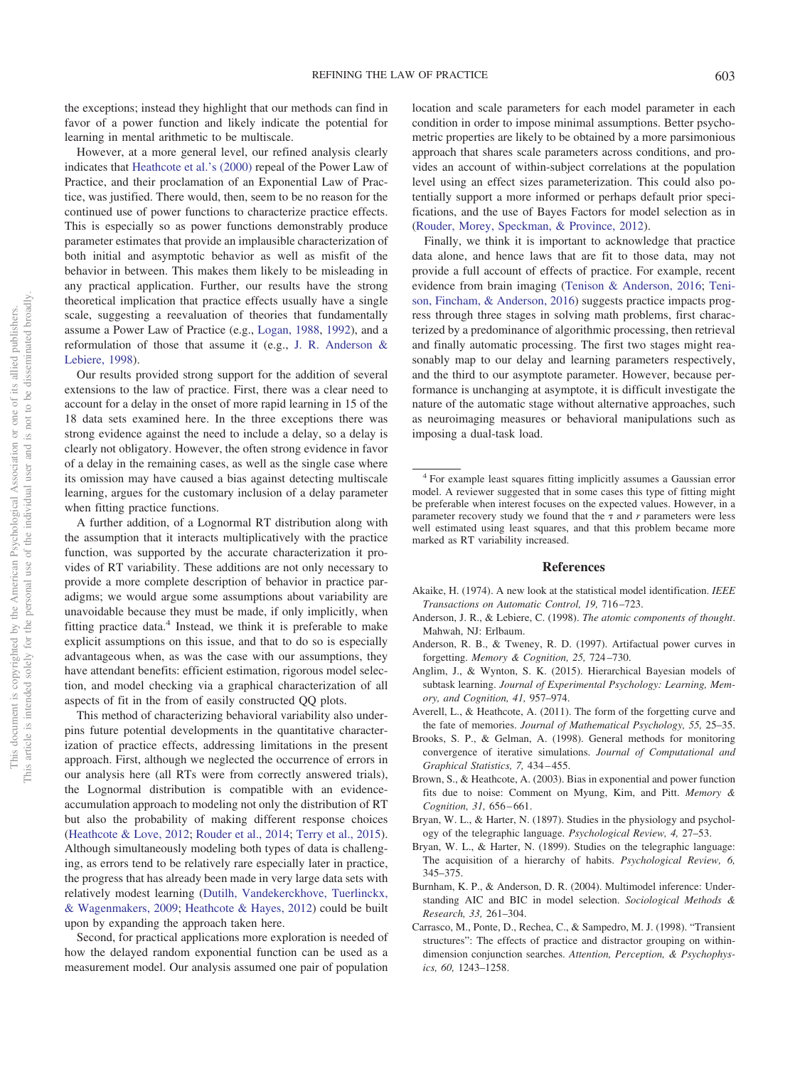the exceptions; instead they highlight that our methods can find in favor of a power function and likely indicate the potential for learning in mental arithmetic to be multiscale.

However, at a more general level, our refined analysis clearly indicates that Heathcote et al.'s (2000) repeal of the Power Law of Practice, and their proclamation of an Exponential Law of Practice, was justified. There would, then, seem to be no reason for the continued use of power functions to characterize practice effects. This is especially so as power functions demonstrably produce parameter estimates that provide an implausible characterization of both initial and asymptotic behavior as well as misfit of the behavior in between. This makes them likely to be misleading in any practical application. Further, our results have the strong theoretical implication that practice effects usually have a single scale, suggesting a reevaluation of theories that fundamentally assume a Power Law of Practice (e.g., Logan, 1988, 1992), and a reformulation of those that assume it (e.g., J. R. Anderson & Lebiere, 1998).

Our results provided strong support for the addition of several extensions to the law of practice. First, there was a clear need to account for a delay in the onset of more rapid learning in 15 of the 18 data sets examined here. In the three exceptions there was strong evidence against the need to include a delay, so a delay is clearly not obligatory. However, the often strong evidence in favor of a delay in the remaining cases, as well as the single case where its omission may have caused a bias against detecting multiscale learning, argues for the customary inclusion of a delay parameter when fitting practice functions.

A further addition, of a Lognormal RT distribution along with the assumption that it interacts multiplicatively with the practice function, was supported by the accurate characterization it provides of RT variability. These additions are not only necessary to provide a more complete description of behavior in practice paradigms; we would argue some assumptions about variability are unavoidable because they must be made, if only implicitly, when fitting practice data.[4] Instead, we think it is preferable to make explicit assumptions on this issue, and that to do so is especially advantageous when, as was the case with our assumptions, they have attendant benefits: efficient estimation, rigorous model selection, and model checking via a graphical characterization of all aspects of fit in the from of easily constructed QQ plots.

This method of characterizing behavioral variability also underpins future potential developments in the quantitative characterization of practice effects, addressing limitations in the present approach. First, although we neglected the occurrence of errors in our analysis here (all RTs were from correctly answered trials), the Lognormal distribution is compatible with an evidence-accumulation approach to modeling not only the distribution of RT but also the probability of making different response choices (Heathcote & Love, 2012; Rouder et al., 2014; Terry et al., 2015). Although simultaneously modeling both types of data is challenging, as errors tend to be relatively rare especially later in practice, the progress that has already been made in very large data sets with relatively modest learning (Dutilh, Vandekerckhove, Tuerlinckx, & Wagenmakers, 2009; Heathcote & Hayes, 2012) could be built upon by expanding the approach taken here.

Second, for practical applications more exploration is needed of how the delayed random exponential function can be used as a measurement model. Our analysis assumed one pair of population location and scale parameters for each model parameter in each condition in order to impose minimal assumptions. Better psychometric properties are likely to be obtained by a more parsimonious approach that shares scale parameters across conditions, and provides an account of within-subject correlations at the population level using an effect sizes parameterization. This could also potentially support a more informed or perhaps default prior specifications, and the use of Bayes Factors for model selection as in (Rouder, Morey, Speckman, & Province, 2012).

Finally, we think it is important to acknowledge that practice data alone, and hence laws that are fit to those data, may not provide a full account of effects of practice. For example, recent evidence from brain imaging (Tenison & Anderson, 2016; Tenison, Fincham, & Anderson, 2016) suggests practice impacts progress through three stages in solving math problems, first characterized by a predominance of algorithmic processing, then retrieval and finally automatic processing. The first two stages might reasonably map to our delay and learning parameters respectively, and the third to our asymptote parameter. However, because performance is unchanging at asymptote, it is difficult investigate the nature of the automatic stage without alternative approaches, such as neuroimaging measures or behavioral manipulations such as imposing a dual-task load.

---

[4] For example least squares fitting implicitly assumes a Gaussian error model. A reviewer suggested that in some cases this type of fitting might be preferable when interest focuses on the expected values. However, in a parameter recovery study we found that the $\tau$ and $r$ parameters were less well estimated using least squares, and that this problem became more marked as RT variability increased.

## References

Akaike, H. (1974). A new look at the statistical model identification. *IEEE Transactions on Automatic Control, 19,* 716–723.

Anderson, J. R., & Lebiere, C. (1998). *The atomic components of thought*. Mahwah, NJ: Erlbaum.

Anderson, R. B., & Tweney, R. D. (1997). Artifactual power curves in forgetting. *Memory & Cognition, 25,* 724–730.

Anglim, J., & Wynton, S. K. (2015). Hierarchical Bayesian models of subtask learning. *Journal of Experimental Psychology: Learning, Memory, and Cognition, 41,* 957–974.

Averell, L., & Heathcote, A. (2011). The form of the forgetting curve and the fate of memories. *Journal of Mathematical Psychology, 55,* 25–35.

Brooks, S. P., & Gelman, A. (1998). General methods for monitoring convergence of iterative simulations. *Journal of Computational and Graphical Statistics, 7,* 434–455.

Brown, S., & Heathcote, A. (2003). Bias in exponential and power function fits due to noise: Comment on Myung, Kim, and Pitt. *Memory & Cognition, 31,* 656–661.

Bryan, W. L., & Harter, N. (1897). Studies in the physiology and psychology of the telegraphic language. *Psychological Review, 4,* 27–53.

Bryan, W. L., & Harter, N. (1899). Studies on the telegraphic language: The acquisition of a hierarchy of habits. *Psychological Review, 6,* 345–375.

Burnham, K. P., & Anderson, D. R. (2004). Multimodel inference: Understanding AIC and BIC in model selection. *Sociological Methods & Research, 33,* 261–304.

Carrasco, M., Ponte, D., Rechea, C., & Sampedro, M. J. (1998). "Transient structures": The effects of practice and distractor grouping on within-dimension conjunction searches. *Attention, Perception, & Psychophysics, 60,* 1243–1258.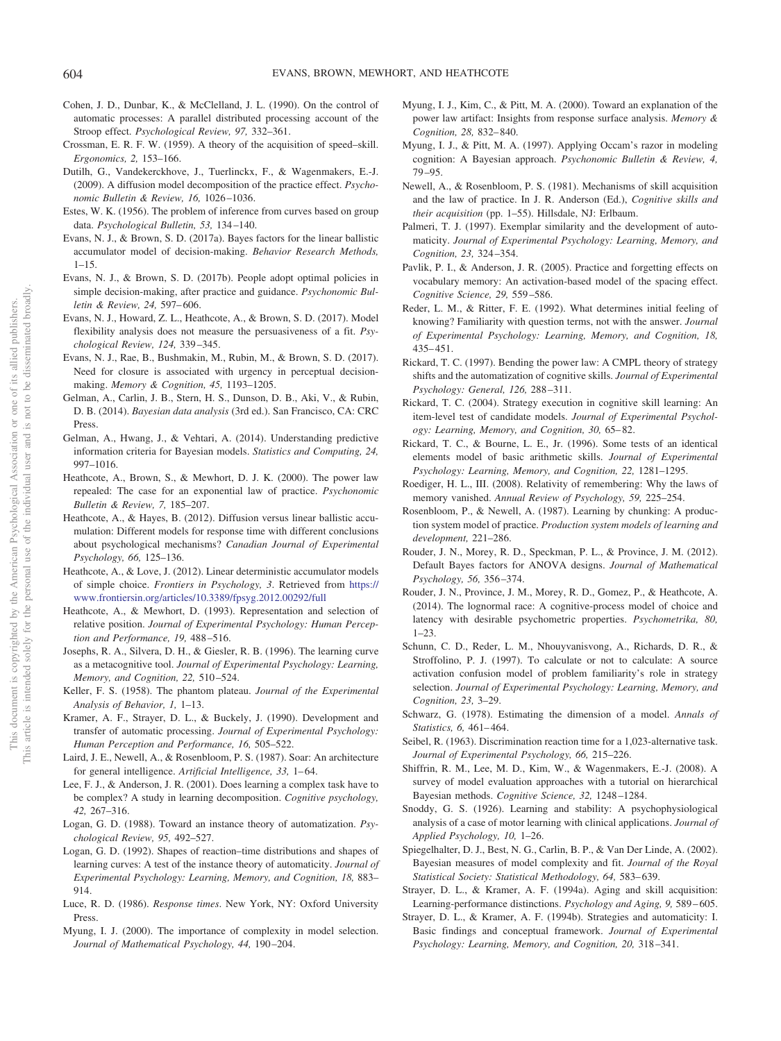Cohen, J. D., Dunbar, K., & McClelland, J. L. (1990). On the control of automatic processes: A parallel distributed processing account of the Stroop effect. *Psychological Review, 97,* 332–361.

Crossman, E. R. F. W. (1959). A theory of the acquisition of speed–skill. *Ergonomics, 2,* 153–166.

Dutilh, G., Vandekerckhove, J., Tuerlinckx, F., & Wagenmakers, E.-J. (2009). A diffusion model decomposition of the practice effect. *Psychonomic Bulletin & Review, 16,* 1026–1036.

Estes, W. K. (1956). The problem of inference from curves based on group data. *Psychological Bulletin, 53,* 134–140.

Evans, N. J., & Brown, S. D. (2017a). Bayes factors for the linear ballistic accumulator model of decision-making. *Behavior Research Methods,* 1–15.

Evans, N. J., & Brown, S. D. (2017b). People adopt optimal policies in simple decision-making, after practice and guidance. *Psychonomic Bulletin & Review, 24,* 597–606.

Evans, N. J., Howard, Z. L., Heathcote, A., & Brown, S. D. (2017). Model flexibility analysis does not measure the persuasiveness of a fit. *Psychological Review, 124,* 339–345.

Evans, N. J., Rae, B., Bushmakin, M., Rubin, M., & Brown, S. D. (2017). Need for closure is associated with urgency in perceptual decision-making. *Memory & Cognition, 45,* 1193–1205.

Gelman, A., Carlin, J. B., Stern, H. S., Dunson, D. B., Aki, V., & Rubin, D. B. (2014). *Bayesian data analysis* (3rd ed.). San Francisco, CA: CRC Press.

Gelman, A., Hwang, J., & Vehtari, A. (2014). Understanding predictive information criteria for Bayesian models. *Statistics and Computing, 24,* 997–1016.

Heathcote, A., Brown, S., & Mewhort, D. J. K. (2000). The power law repealed: The case for an exponential law of practice. *Psychonomic Bulletin & Review, 7,* 185–207.

Heathcote, A., & Hayes, B. (2012). Diffusion versus linear ballistic accumulation: Different models for response time with different conclusions about psychological mechanisms? *Canadian Journal of Experimental Psychology, 66,* 125–136.

Heathcote, A., & Love, J. (2012). Linear deterministic accumulator models of simple choice. *Frontiers in Psychology, 3*. Retrieved from https://www.frontiersin.org/articles/10.3389/fpsyg.2012.00292/full

Heathcote, A., & Mewhort, D. (1993). Representation and selection of relative position. *Journal of Experimental Psychology: Human Perception and Performance, 19,* 488–516.

Josephs, R. A., Silvera, D. H., & Giesler, R. B. (1996). The learning curve as a metacognitive tool. *Journal of Experimental Psychology: Learning, Memory, and Cognition, 22,* 510–524.

Keller, F. S. (1958). The phantom plateau. *Journal of the Experimental Analysis of Behavior, 1,* 1–13.

Kramer, A. F., Strayer, D. L., & Buckely, J. (1990). Development and transfer of automatic processing. *Journal of Experimental Psychology: Human Perception and Performance, 16,* 505–522.

Laird, J. E., Newell, A., & Rosenbloom, P. S. (1987). Soar: An architecture for general intelligence. *Artificial Intelligence, 33,* 1–64.

Lee, F. J., & Anderson, J. R. (2001). Does learning a complex task have to be complex? A study in learning decomposition. *Cognitive psychology, 42,* 267–316.

Logan, G. D. (1988). Toward an instance theory of automatization. *Psychological Review, 95,* 492–527.

Logan, G. D. (1992). Shapes of reaction–time distributions and shapes of learning curves: A test of the instance theory of automaticity. *Journal of Experimental Psychology: Learning, Memory, and Cognition, 18,* 883–914.

Luce, R. D. (1986). *Response times*. New York, NY: Oxford University Press.

Myung, I. J. (2000). The importance of complexity in model selection. *Journal of Mathematical Psychology, 44,* 190–204.

Myung, I. J., Kim, C., & Pitt, M. A. (2000). Toward an explanation of the power law artifact: Insights from response surface analysis. *Memory & Cognition, 28,* 832–840.

Myung, I. J., & Pitt, M. A. (1997). Applying Occam's razor in modeling cognition: A Bayesian approach. *Psychonomic Bulletin & Review, 4,* 79–95.

Newell, A., & Rosenbloom, P. S. (1981). Mechanisms of skill acquisition and the law of practice. In J. R. Anderson (Ed.), *Cognitive skills and their acquisition* (pp. 1–55). Hillsdale, NJ: Erlbaum.

Palmeri, T. J. (1997). Exemplar similarity and the development of automaticity. *Journal of Experimental Psychology: Learning, Memory, and Cognition, 23,* 324–354.

Pavlik, P. I., & Anderson, J. R. (2005). Practice and forgetting effects on vocabulary memory: An activation-based model of the spacing effect. *Cognitive Science, 29,* 559–586.

Reder, L. M., & Ritter, F. E. (1992). What determines initial feeling of knowing? Familiarity with question terms, not with the answer. *Journal of Experimental Psychology: Learning, Memory, and Cognition, 18,* 435–451.

Rickard, T. C. (1997). Bending the power law: A CMPL theory of strategy shifts and the automatization of cognitive skills. *Journal of Experimental Psychology: General, 126,* 288–311.

Rickard, T. C. (2004). Strategy execution in cognitive skill learning: An item-level test of candidate models. *Journal of Experimental Psychology: Learning, Memory, and Cognition, 30,* 65–82.

Rickard, T. C., & Bourne, L. E., Jr. (1996). Some tests of an identical elements model of basic arithmetic skills. *Journal of Experimental Psychology: Learning, Memory, and Cognition, 22,* 1281–1295.

Roediger, H. L., III. (2008). Relativity of remembering: Why the laws of memory vanished. *Annual Review of Psychology, 59,* 225–254.

Rosenbloom, P., & Newell, A. (1987). Learning by chunking: A production system model of practice. *Production system models of learning and development,* 221–286.

Rouder, J. N., Morey, R. D., Speckman, P. L., & Province, J. M. (2012). Default Bayes factors for ANOVA designs. *Journal of Mathematical Psychology, 56,* 356–374.

Rouder, J. N., Province, J. M., Morey, R. D., Gomez, P., & Heathcote, A. (2014). The lognormal race: A cognitive-process model of choice and latency with desirable psychometric properties. *Psychometrika, 80,* 1–23.

Schunn, C. D., Reder, L. M., Nhouyvanisvong, A., Richards, D. R., & Stroffolino, P. J. (1997). To calculate or not to calculate: A source activation confusion model of problem familiarity's role in strategy selection. *Journal of Experimental Psychology: Learning, Memory, and Cognition, 23,* 3–29.

Schwarz, G. (1978). Estimating the dimension of a model. *Annals of Statistics, 6,* 461–464.

Seibel, R. (1963). Discrimination reaction time for a 1,023-alternative task. *Journal of Experimental Psychology, 66,* 215–226.

Shiffrin, R. M., Lee, M. D., Kim, W., & Wagenmakers, E.-J. (2008). A survey of model evaluation approaches with a tutorial on hierarchical Bayesian methods. *Cognitive Science, 32,* 1248–1284.

Snoddy, G. S. (1926). Learning and stability: A psychophysiological analysis of a case of motor learning with clinical applications. *Journal of Applied Psychology, 10,* 1–26.

Spiegelhalter, D. J., Best, N. G., Carlin, B. P., & Van Der Linde, A. (2002). Bayesian measures of model complexity and fit. *Journal of the Royal Statistical Society: Statistical Methodology, 64,* 583–639.

Strayer, D. L., & Kramer, A. F. (1994a). Aging and skill acquisition: Learning-performance distinctions. *Psychology and Aging, 9,* 589–605.

Strayer, D. L., & Kramer, A. F. (1994b). Strategies and automaticity: I. Basic findings and conceptual framework. *Journal of Experimental Psychology: Learning, Memory, and Cognition, 20,* 318–341.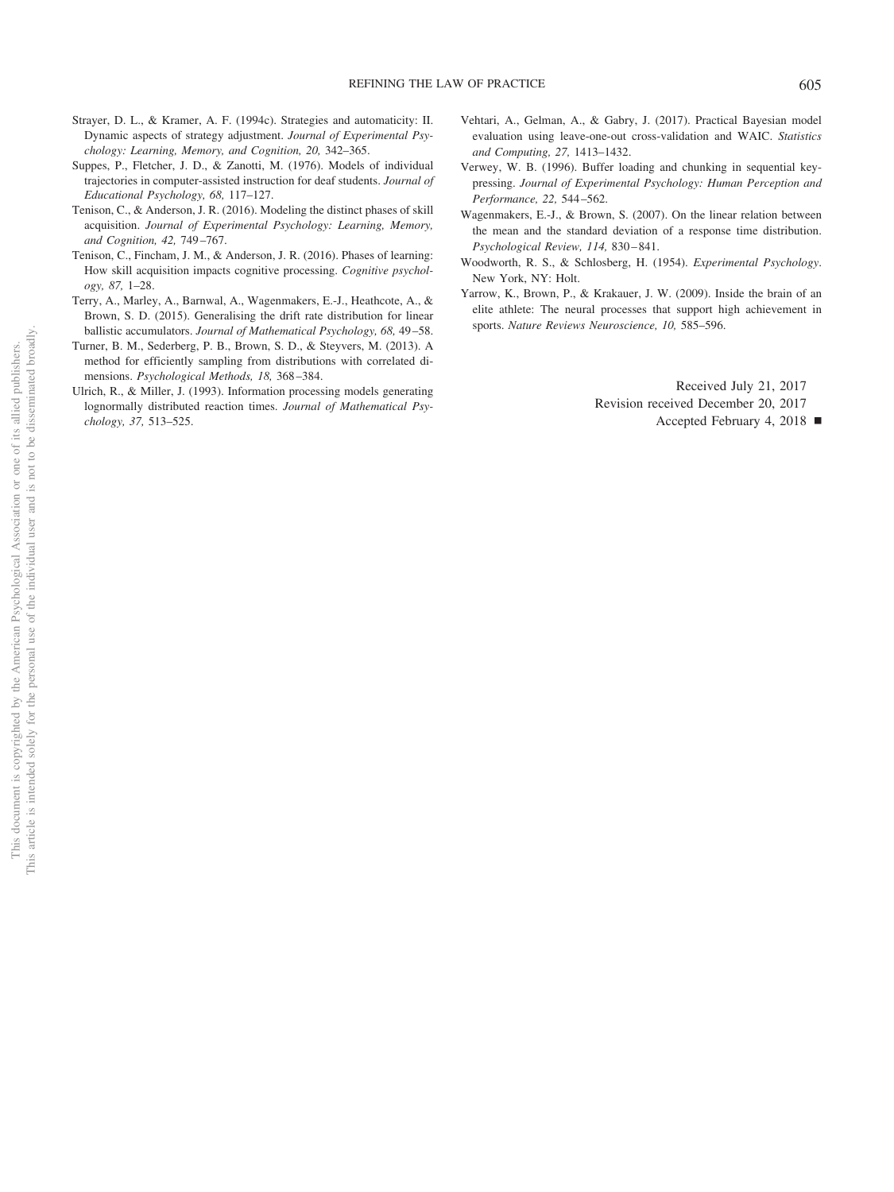Strayer, D. L., & Kramer, A. F. (1994c). Strategies and automaticity: II. Dynamic aspects of strategy adjustment. *Journal of Experimental Psychology: Learning, Memory, and Cognition, 20,* 342–365.

Suppes, P., Fletcher, J. D., & Zanotti, M. (1976). Models of individual trajectories in computer-assisted instruction for deaf students. *Journal of Educational Psychology, 68,* 117–127.

Tenison, C., & Anderson, J. R. (2016). Modeling the distinct phases of skill acquisition. *Journal of Experimental Psychology: Learning, Memory, and Cognition, 42,* 749–767.

Tenison, C., Fincham, J. M., & Anderson, J. R. (2016). Phases of learning: How skill acquisition impacts cognitive processing. *Cognitive psychology, 87,* 1–28.

Terry, A., Marley, A., Barnwal, A., Wagenmakers, E.-J., Heathcote, A., & Brown, S. D. (2015). Generalising the drift rate distribution for linear ballistic accumulators. *Journal of Mathematical Psychology, 68,* 49–58.

Turner, B. M., Sederberg, P. B., Brown, S. D., & Steyvers, M. (2013). A method for efficiently sampling from distributions with correlated dimensions. *Psychological Methods, 18,* 368–384.

Ulrich, R., & Miller, J. (1993). Information processing models generating lognormally distributed reaction times. *Journal of Mathematical Psychology, 37,* 513–525.

Vehtari, A., Gelman, A., & Gabry, J. (2017). Practical Bayesian model evaluation using leave-one-out cross-validation and WAIC. *Statistics and Computing, 27,* 1413–1432.

Verwey, W. B. (1996). Buffer loading and chunking in sequential keypressing. *Journal of Experimental Psychology: Human Perception and Performance, 22,* 544–562.

Wagenmakers, E.-J., & Brown, S. (2007). On the linear relation between the mean and the standard deviation of a response time distribution. *Psychological Review, 114,* 830–841.

Woodworth, R. S., & Schlosberg, H. (1954). *Experimental Psychology*. New York, NY: Holt.

Yarrow, K., Brown, P., & Krakauer, J. W. (2009). Inside the brain of an elite athlete: The neural processes that support high achievement in sports. *Nature Reviews Neuroscience, 10,* 585–596.

Received July 21, 2017
Revision received December 20, 2017
Accepted February 4, 2018 ■